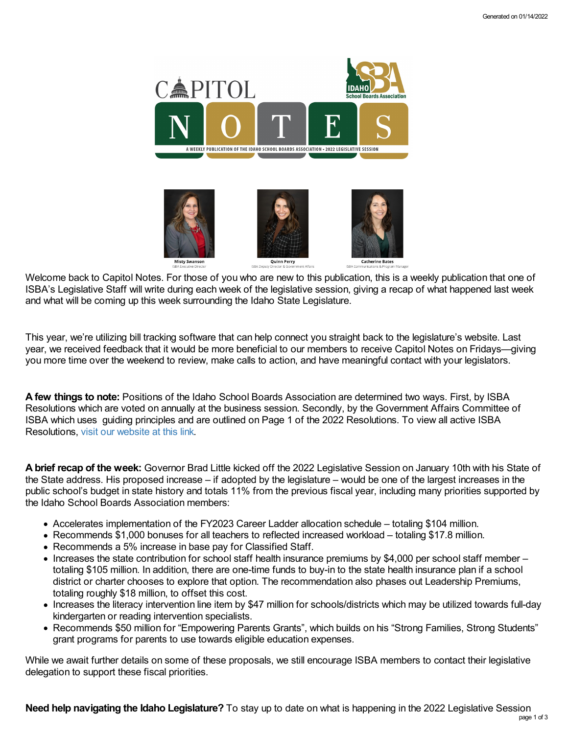# Capitol Notes

A WEEKLY PUBLICATION OF THE IDAHO SCHOOL BOARDS ASSOCIATION • 2022 LEGISLATIVE SESSION

Misty Swanson, ISBA Executive Director
Quinn Perry, ISBA Deputy Director & Government Affairs
Catherine Bates, ISBA Communications & Program Manager

Welcome back to Capitol Notes. For those of you who are new to this publication, this is a weekly publication that one of ISBA's Legislative Staff will write during each week of the legislative session, giving a recap of what happened last week and what will be coming up this week surrounding the Idaho State Legislature.

This year, we're utilizing bill tracking software that can help connect you straight back to the legislature's website. Last year, we received feedback that it would be more beneficial to our members to receive Capitol Notes on Fridays—giving you more time over the weekend to review, make calls to action, and have meaningful contact with your legislators.

**A few things to note:** Positions of the Idaho School Boards Association are determined two ways. First, by ISBA Resolutions which are voted on annually at the business session. Secondly, by the Government Affairs Committee of ISBA which uses guiding principles and are outlined on Page 1 of the 2022 Resolutions. To view all active ISBA Resolutions, visit our website at this link.

**A brief recap of the week:** Governor Brad Little kicked off the 2022 Legislative Session on January 10th with his State of the State address. His proposed increase – if adopted by the legislature – would be one of the largest increases in the public school's budget in state history and totals 11% from the previous fiscal year, including many priorities supported by the Idaho School Boards Association members:

- Accelerates implementation of the FY2023 Career Ladder allocation schedule – totaling $104 million.
- Recommends $1,000 bonuses for all teachers to reflected increased workload – totaling $17.8 million.
- Recommends a 5% increase in base pay for Classified Staff.
- Increases the state contribution for school staff health insurance premiums by $4,000 per school staff member – totaling $105 million. In addition, there are one-time funds to buy-in to the state health insurance plan if a school district or charter chooses to explore that option. The recommendation also phases out Leadership Premiums, totaling roughly $18 million, to offset this cost.
- Increases the literacy intervention line item by $47 million for schools/districts which may be utilized towards full-day kindergarten or reading intervention specialists.
- Recommends $50 million for "Empowering Parents Grants", which builds on his "Strong Families, Strong Students" grant programs for parents to use towards eligible education expenses.

While we await further details on some of these proposals, we still encourage ISBA members to contact their legislative delegation to support these fiscal priorities.

**Need help navigating the Idaho Legislature?** To stay up to date on what is happening in the 2022 Legislative Session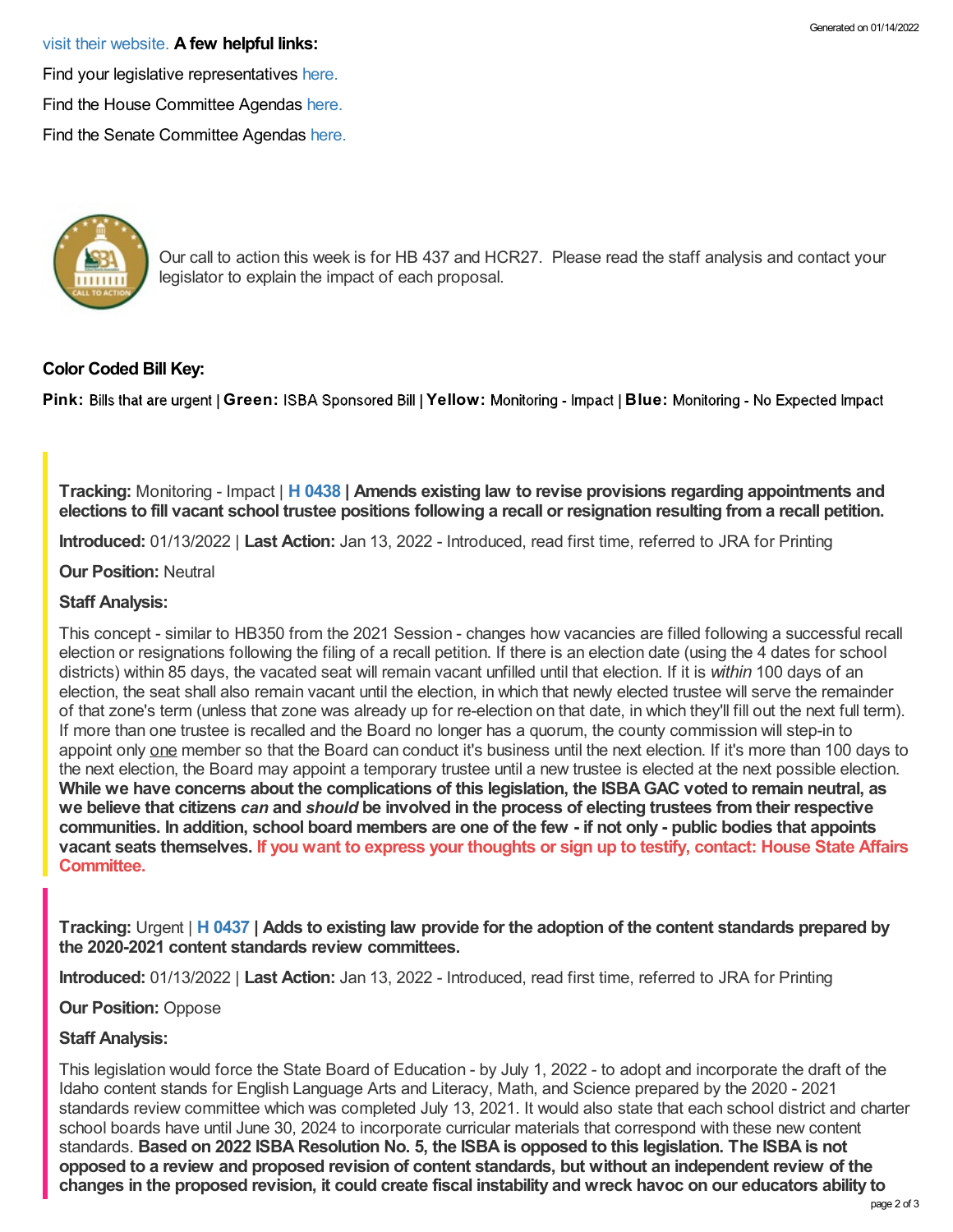visit their website. **A few helpful links:**

Find your legislative representatives here.

Find the House Committee Agendas here.

Find the Senate Committee Agendas here.

Our call to action this week is for HB 437 and HCR27. Please read the staff analysis and contact your legislator to explain the impact of each proposal.

**Color Coded Bill Key:**

**Pink:** Bills that are urgent | **Green:** ISBA Sponsored Bill | **Yellow:** Monitoring - Impact | **Blue:** Monitoring - No Expected Impact

**Tracking:** Monitoring - Impact | **H 0438 | Amends existing law to revise provisions regarding appointments and elections to fill vacant school trustee positions following a recall or resignation resulting from a recall petition.**

**Introduced:** 01/13/2022 | **Last Action:** Jan 13, 2022 - Introduced, read first time, referred to JRA for Printing

**Our Position:** Neutral

**Staff Analysis:**

This concept - similar to HB350 from the 2021 Session - changes how vacancies are filled following a successful recall election or resignations following the filing of a recall petition. If there is an election date (using the 4 dates for school districts) within 85 days, the vacated seat will remain vacant unfilled until that election. If it is *within* 100 days of an election, the seat shall also remain vacant until the election, in which that newly elected trustee will serve the remainder of that zone's term (unless that zone was already up for re-election on that date, in which they'll fill out the next full term). If more than one trustee is recalled and the Board no longer has a quorum, the county commission will step-in to appoint only one member so that the Board can conduct it's business until the next election. If it's more than 100 days to the next election, the Board may appoint a temporary trustee until a new trustee is elected at the next possible election. **While we have concerns about the complications of this legislation, the ISBA GAC voted to remain neutral, as we believe that citizens *can* and *should* be involved in the process of electing trustees from their respective communities. In addition, school board members are one of the few - if not only - public bodies that appoints vacant seats themselves. If you want to express your thoughts or sign up to testify, contact: House State Affairs Committee.**

**Tracking:** Urgent | **H 0437 | Adds to existing law provide for the adoption of the content standards prepared by the 2020-2021 content standards review committees.**

**Introduced:** 01/13/2022 | **Last Action:** Jan 13, 2022 - Introduced, read first time, referred to JRA for Printing

**Our Position:** Oppose

**Staff Analysis:**

This legislation would force the State Board of Education - by July 1, 2022 - to adopt and incorporate the draft of the Idaho content stands for English Language Arts and Literacy, Math, and Science prepared by the 2020 - 2021 standards review committee which was completed July 13, 2021. It would also state that each school district and charter school boards have until June 30, 2024 to incorporate curricular materials that correspond with these new content standards. **Based on 2022 ISBA Resolution No. 5, the ISBA is opposed to this legislation. The ISBA is not opposed to a review and proposed revision of content standards, but without an independent review of the changes in the proposed revision, it could create fiscal instability and wreck havoc on our educators ability to**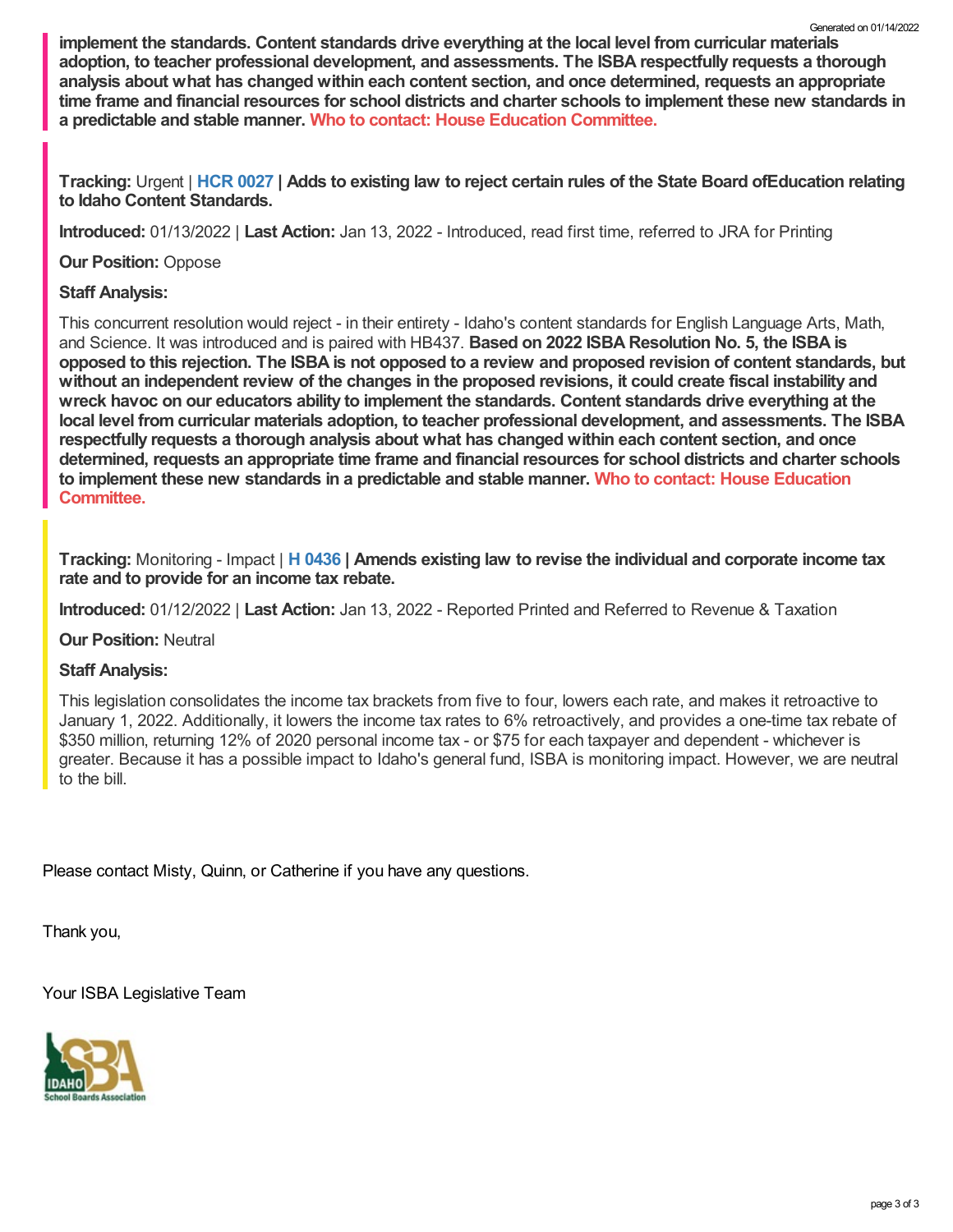**implement the standards. Content standards drive everything at the local level from curricular materials adoption, to teacher professional development, and assessments. The ISBA respectfully requests a thorough analysis about what has changed within each content section, and once determined, requests an appropriate time frame and financial resources for school districts and charter schools to implement these new standards in a predictable and stable manner.** **Who to contact: House Education Committee.**

**Tracking:** Urgent | **HCR 0027 | Adds to existing law to reject certain rules of the State Board ofEducation relating to Idaho Content Standards.**

**Introduced:** 01/13/2022 | **Last Action:** Jan 13, 2022 - Introduced, read first time, referred to JRA for Printing

**Our Position:** Oppose

**Staff Analysis:**

This concurrent resolution would reject - in their entirety - Idaho's content standards for English Language Arts, Math, and Science. It was introduced and is paired with HB437. **Based on 2022 ISBA Resolution No. 5, the ISBA is opposed to this rejection. The ISBA is not opposed to a review and proposed revision of content standards, but without an independent review of the changes in the proposed revisions, it could create fiscal instability and wreck havoc on our educators ability to implement the standards. Content standards drive everything at the local level from curricular materials adoption, to teacher professional development, and assessments. The ISBA respectfully requests a thorough analysis about what has changed within each content section, and once determined, requests an appropriate time frame and financial resources for school districts and charter schools to implement these new standards in a predictable and stable manner.** **Who to contact: House Education Committee.**

**Tracking:** Monitoring - Impact | **H 0436 | Amends existing law to revise the individual and corporate income tax rate and to provide for an income tax rebate.**

**Introduced:** 01/12/2022 | **Last Action:** Jan 13, 2022 - Reported Printed and Referred to Revenue & Taxation

**Our Position:** Neutral

**Staff Analysis:**

This legislation consolidates the income tax brackets from five to four, lowers each rate, and makes it retroactive to January 1, 2022. Additionally, it lowers the income tax rates to 6% retroactively, and provides a one-time tax rebate of $350 million, returning 12% of 2020 personal income tax - or $75 for each taxpayer and dependent - whichever is greater. Because it has a possible impact to Idaho's general fund, ISBA is monitoring impact. However, we are neutral to the bill.

Please contact Misty, Quinn, or Catherine if you have any questions.

Thank you,

Your ISBA Legislative Team

IDAHO School Boards Association